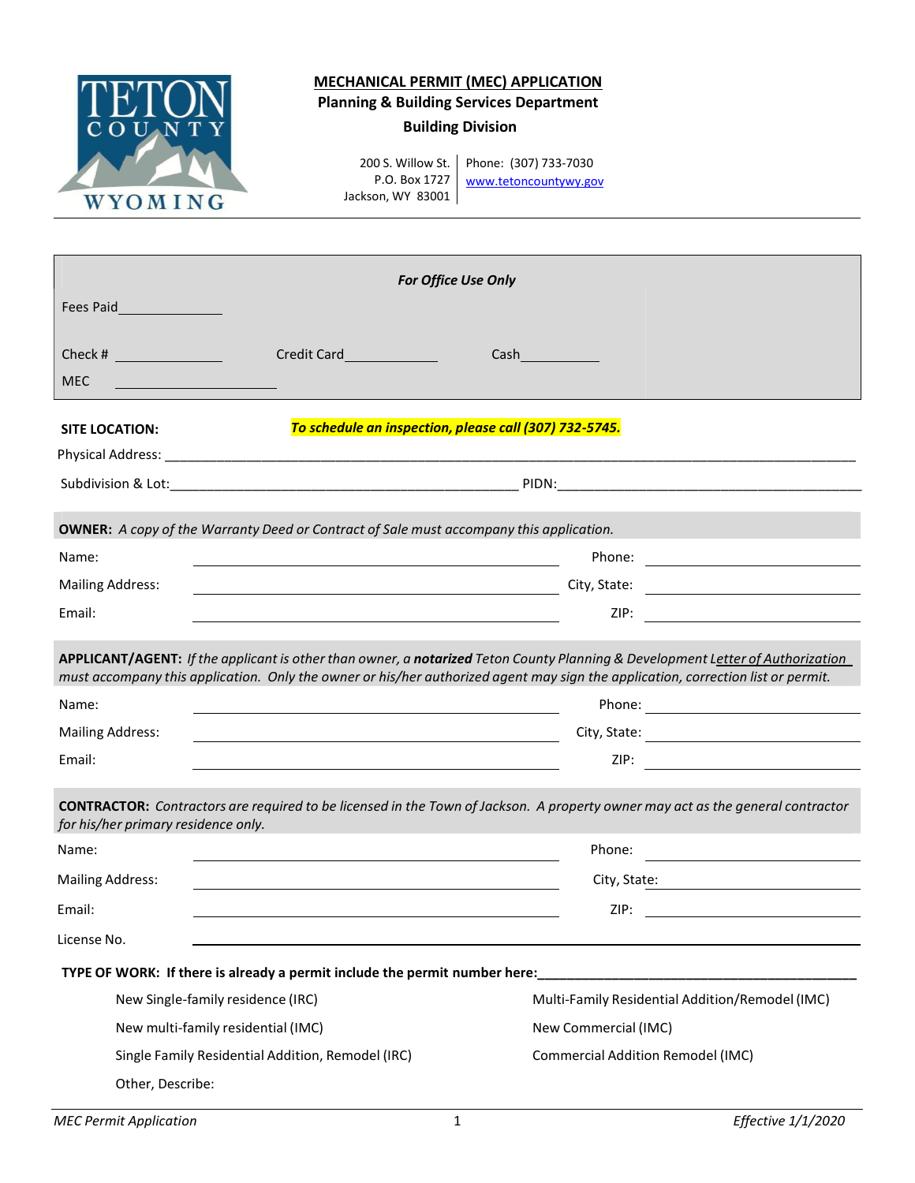# MECHANICAL PERMIT (MEC) APPLICATION

**Planning & Building Services Department**

**Building Division**

200 S. Willow St.
P.O. Box 1727
Jackson, WY 83001

Phone: (307) 733-7030
www.tetoncountywy.gov

***For Office Use Only***

Fees Paid\_\_\_\_\_\_\_\_\_\_\_\_\_\_

Check # \_\_\_\_\_\_\_\_\_\_\_\_\_\_ Credit Card\_\_\_\_\_\_\_\_\_\_\_\_ Cash\_\_\_\_\_\_\_\_\_\_

MEC \_\_\_\_\_\_\_\_\_\_\_\_\_\_\_\_\_\_\_\_

**SITE LOCATION:** ***To schedule an inspection, please call (307) 732-5745.***

Physical Address: \_\_\_\_\_\_\_\_\_\_\_\_\_\_\_\_\_\_\_\_\_\_\_\_\_\_\_\_\_\_\_\_\_\_\_\_\_\_\_\_\_\_\_\_\_\_\_\_

Subdivision & Lot:\_\_\_\_\_\_\_\_\_\_\_\_\_\_\_\_\_\_\_\_\_\_\_\_\_\_\_\_\_\_ PIDN:\_\_\_\_\_\_\_\_\_\_\_\_\_\_\_\_\_\_\_\_\_\_\_\_\_

**OWNER:** *A copy of the Warranty Deed or Contract of Sale must accompany this application.*

Name: \_\_\_\_\_\_\_\_\_\_\_\_\_\_\_\_\_\_\_\_\_\_\_\_\_\_\_\_ Phone: \_\_\_\_\_\_\_\_\_\_\_\_\_\_\_\_

Mailing Address: \_\_\_\_\_\_\_\_\_\_\_\_\_\_\_\_\_\_\_\_\_\_\_\_\_\_\_\_ City, State: \_\_\_\_\_\_\_\_\_\_\_\_\_\_\_\_

Email: \_\_\_\_\_\_\_\_\_\_\_\_\_\_\_\_\_\_\_\_\_\_\_\_\_\_\_\_ ZIP: \_\_\_\_\_\_\_\_\_\_\_\_\_\_\_\_

**APPLICANT/AGENT:** *If the applicant is other than owner, a **notarized** Teton County Planning & Development Letter of Authorization must accompany this application. Only the owner or his/her authorized agent may sign the application, correction list or permit.*

Name: \_\_\_\_\_\_\_\_\_\_\_\_\_\_\_\_\_\_\_\_\_\_\_\_\_\_\_\_ Phone: \_\_\_\_\_\_\_\_\_\_\_\_\_\_\_\_

Mailing Address: \_\_\_\_\_\_\_\_\_\_\_\_\_\_\_\_\_\_\_\_\_\_\_\_\_\_\_\_ City, State: \_\_\_\_\_\_\_\_\_\_\_\_\_\_\_\_

Email: \_\_\_\_\_\_\_\_\_\_\_\_\_\_\_\_\_\_\_\_\_\_\_\_\_\_\_\_ ZIP: \_\_\_\_\_\_\_\_\_\_\_\_\_\_\_\_

**CONTRACTOR:** *Contractors are required to be licensed in the Town of Jackson. A property owner may act as the general contractor for his/her primary residence only.*

Name: \_\_\_\_\_\_\_\_\_\_\_\_\_\_\_\_\_\_\_\_\_\_\_\_\_\_\_\_ Phone: \_\_\_\_\_\_\_\_\_\_\_\_\_\_\_\_

Mailing Address: \_\_\_\_\_\_\_\_\_\_\_\_\_\_\_\_\_\_\_\_\_\_\_\_\_\_\_\_ City, State: \_\_\_\_\_\_\_\_\_\_\_\_\_\_\_\_

Email: \_\_\_\_\_\_\_\_\_\_\_\_\_\_\_\_\_\_\_\_\_\_\_\_\_\_\_\_ ZIP: \_\_\_\_\_\_\_\_\_\_\_\_\_\_\_\_

License No. \_\_\_\_\_\_\_\_\_\_\_\_\_\_\_\_\_\_\_\_\_\_\_\_\_\_\_\_\_\_\_\_\_\_\_\_\_\_\_\_\_\_\_\_

**TYPE OF WORK: If there is already a permit include the permit number here:**\_\_\_\_\_\_\_\_\_\_\_\_\_\_\_\_\_\_\_\_\_\_

- New Single-family residence (IRC)
- New multi-family residential (IMC)
- Single Family Residential Addition, Remodel (IRC)
- Multi-Family Residential Addition/Remodel (IMC)
- New Commercial (IMC)
- Commercial Addition Remodel (IMC)
- Other, Describe: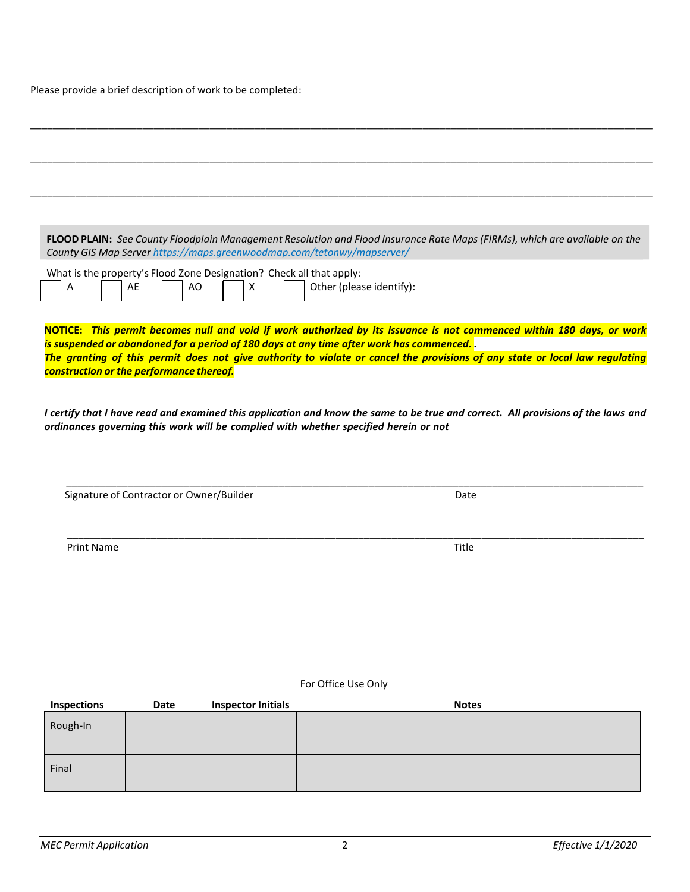Please provide a brief description of work to be completed:

\_\_\_\_\_\_\_\_\_\_\_\_\_\_\_\_\_\_\_\_\_\_\_\_\_\_\_\_\_\_\_\_\_\_\_\_\_\_\_\_\_\_\_\_\_\_\_\_\_\_\_\_\_\_\_\_\_\_\_\_\_\_\_\_\_\_\_\_\_\_\_\_\_\_\_\_

\_\_\_\_\_\_\_\_\_\_\_\_\_\_\_\_\_\_\_\_\_\_\_\_\_\_\_\_\_\_\_\_\_\_\_\_\_\_\_\_\_\_\_\_\_\_\_\_\_\_\_\_\_\_\_\_\_\_\_\_\_\_\_\_\_\_\_\_\_\_\_\_\_\_\_\_

\_\_\_\_\_\_\_\_\_\_\_\_\_\_\_\_\_\_\_\_\_\_\_\_\_\_\_\_\_\_\_\_\_\_\_\_\_\_\_\_\_\_\_\_\_\_\_\_\_\_\_\_\_\_\_\_\_\_\_\_\_\_\_\_\_\_\_\_\_\_\_\_\_\_\_\_

**FLOOD PLAIN:** *See County Floodplain Management Resolution and Flood Insurance Rate Maps (FIRMs), which are available on the County GIS Map Server https://maps.greenwoodmap.com/tetonwy/mapserver/*

What is the property's Flood Zone Designation? Check all that apply:

☐ A ☐ AE ☐ AO ☐ X ☐ Other (please identify): \_\_\_\_\_\_\_\_\_\_\_\_\_\_\_\_\_\_\_\_\_\_\_\_\_\_\_\_

**NOTICE:** ***This permit becomes null and void if work authorized by its issuance is not commenced within 180 days, or work is suspended or abandoned for a period of 180 days at any time after work has commenced. .***
***The granting of this permit does not give authority to violate or cancel the provisions of any state or local law regulating construction or the performance thereof.***

***I certify that I have read and examined this application and know the same to be true and correct. All provisions of the laws and ordinances governing this work will be complied with whether specified herein or not***

\_\_\_\_\_\_\_\_\_\_\_\_\_\_\_\_\_\_\_\_\_\_\_\_\_\_\_\_\_\_\_\_\_\_\_\_\_\_\_\_\_\_\_\_\_\_\_\_\_\_\_\_\_\_\_\_\_\_\_\_\_\_\_\_\_\_\_\_\_\_\_\_\_\_\_\_
Signature of Contractor or Owner/Builder Date

\_\_\_\_\_\_\_\_\_\_\_\_\_\_\_\_\_\_\_\_\_\_\_\_\_\_\_\_\_\_\_\_\_\_\_\_\_\_\_\_\_\_\_\_\_\_\_\_\_\_\_\_\_\_\_\_\_\_\_\_\_\_\_\_\_\_\_\_\_\_\_\_\_\_\_\_
Print Name Title

For Office Use Only

| Inspections | Date | Inspector Initials | Notes |
|---|---|---|---|
| Rough-In | | | |
| Final | | | |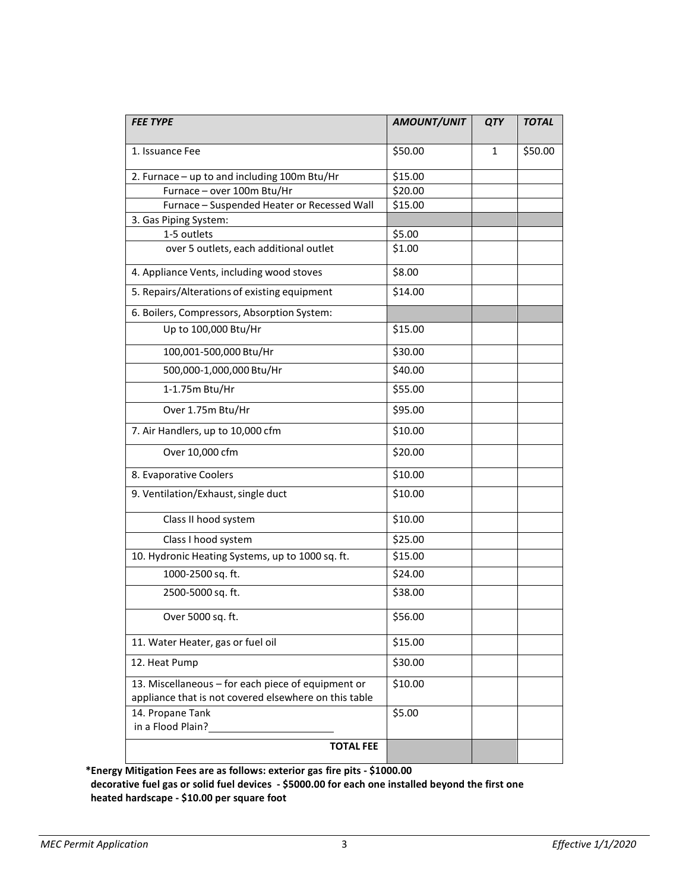| *FEE TYPE* | *AMOUNT/UNIT* | *QTY* | *TOTAL* |
|---|---|---|---|
| 1. Issuance Fee | $50.00 | 1 | $50.00 |
| 2. Furnace – up to and including 100m Btu/Hr | $15.00 | | |
| Furnace – over 100m Btu/Hr | $20.00 | | |
| Furnace – Suspended Heater or Recessed Wall | $15.00 | | |
| 3. Gas Piping System: | | | |
| 1-5 outlets | $5.00 | | |
| over 5 outlets, each additional outlet | $1.00 | | |
| 4. Appliance Vents, including wood stoves | $8.00 | | |
| 5. Repairs/Alterations of existing equipment | $14.00 | | |
| 6. Boilers, Compressors, Absorption System: | | | |
| Up to 100,000 Btu/Hr | $15.00 | | |
| 100,001-500,000 Btu/Hr | $30.00 | | |
| 500,000-1,000,000 Btu/Hr | $40.00 | | |
| 1-1.75m Btu/Hr | $55.00 | | |
| Over 1.75m Btu/Hr | $95.00 | | |
| 7. Air Handlers, up to 10,000 cfm | $10.00 | | |
| Over 10,000 cfm | $20.00 | | |
| 8. Evaporative Coolers | $10.00 | | |
| 9. Ventilation/Exhaust, single duct | $10.00 | | |
| Class II hood system | $10.00 | | |
| Class I hood system | $25.00 | | |
| 10. Hydronic Heating Systems, up to 1000 sq. ft. | $15.00 | | |
| 1000-2500 sq. ft. | $24.00 | | |
| 2500-5000 sq. ft. | $38.00 | | |
| Over 5000 sq. ft. | $56.00 | | |
| 11. Water Heater, gas or fuel oil | $15.00 | | |
| 12. Heat Pump | $30.00 | | |
| 13. Miscellaneous – for each piece of equipment or appliance that is not covered elsewhere on this table | $10.00 | | |
| 14. Propane Tank in a Flood Plain?\_\_\_\_\_\_\_\_\_\_\_\_ | $5.00 | | |
| **TOTAL FEE** | | | |

**\*Energy Mitigation Fees are as follows: exterior gas fire pits - $1000.00**
**decorative fuel gas or solid fuel devices - $5000.00 for each one installed beyond the first one**
**heated hardscape - $10.00 per square foot**